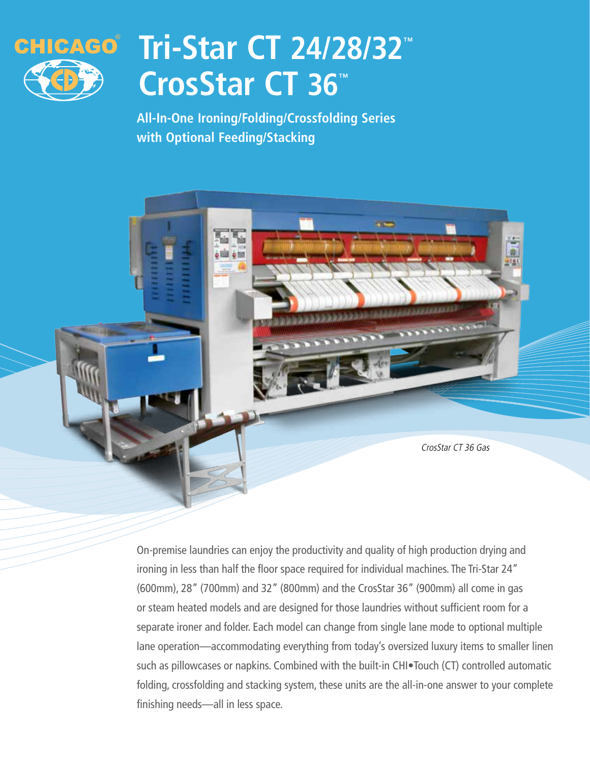CHICAGO®

# Tri-Star CT 24/28/32™
# CrosStar CT 36™

**All-In-One Ironing/Folding/Crossfolding Series with Optional Feeding/Stacking**

*CrosStar CT 36 Gas*

On-premise laundries can enjoy the productivity and quality of high production drying and ironing in less than half the floor space required for individual machines. The Tri-Star 24" (600mm), 28" (700mm) and 32" (800mm) and the CrosStar 36" (900mm) all come in gas or steam heated models and are designed for those laundries without sufficient room for a separate ironer and folder. Each model can change from single lane mode to optional multiple lane operation—accommodating everything from today's oversized luxury items to smaller linen such as pillowcases or napkins. Combined with the built-in CHI•Touch (CT) controlled automatic folding, crossfolding and stacking system, these units are the all-in-one answer to your complete finishing needs—all in less space.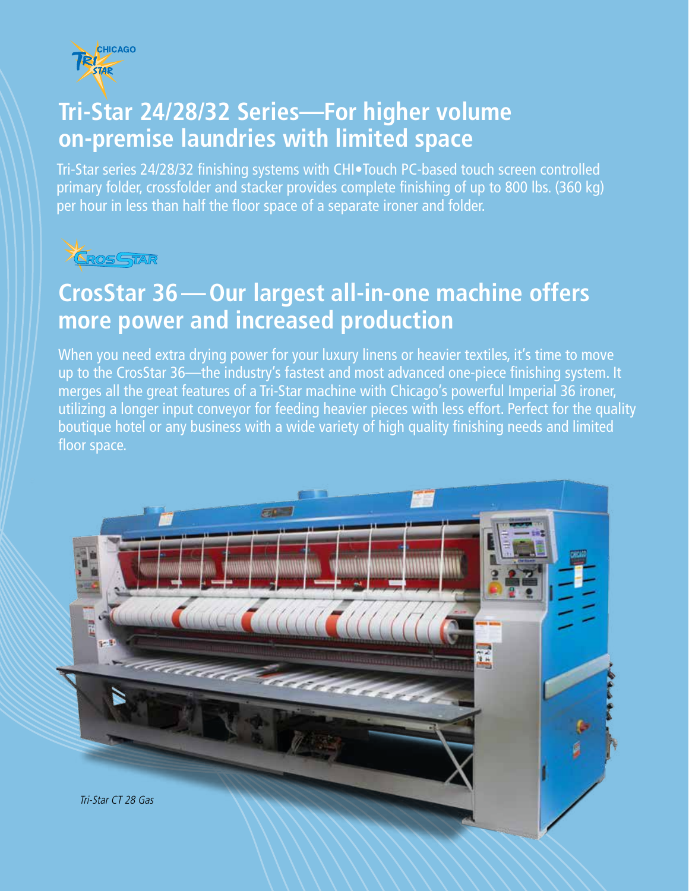# Tri-Star 24/28/32 Series—For higher volume on-premise laundries with limited space

Tri-Star series 24/28/32 finishing systems with CHI•Touch PC-based touch screen controlled primary folder, crossfolder and stacker provides complete finishing of up to 800 lbs. (360 kg) per hour in less than half the floor space of a separate ironer and folder.

# CrosStar 36—Our largest all-in-one machine offers more power and increased production

When you need extra drying power for your luxury linens or heavier textiles, it's time to move up to the CrosStar 36—the industry's fastest and most advanced one-piece finishing system. It merges all the great features of a Tri-Star machine with Chicago's powerful Imperial 36 ironer, utilizing a longer input conveyor for feeding heavier pieces with less effort. Perfect for the quality boutique hotel or any business with a wide variety of high quality finishing needs and limited floor space.

*Tri-Star CT 28 Gas*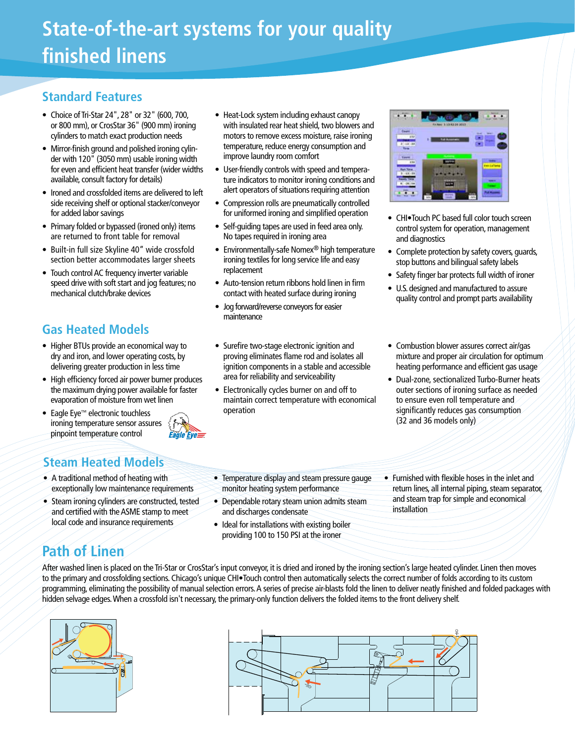# State-of-the-art systems for your quality finished linens

## Standard Features

- Choice of Tri-Star 24", 28" or 32" (600, 700, or 800 mm), or CrossStar 36" (900 mm) ironing cylinders to match exact production needs
- Mirror-finish ground and polished ironing cylinder with 120" (3050 mm) usable ironing width for even and efficient heat transfer (wider widths available, consult factory for details)
- Ironed and crossfolded items are delivered to left side receiving shelf or optional stacker/conveyor for added labor savings
- Primary folded or bypassed (ironed only) items are returned to front table for removal
- Built-in full size Skyline 40" wide crossfold section better accommodates larger sheets
- Touch control AC frequency inverter variable speed drive with soft start and jog features; no mechanical clutch/brake devices
- Heat-Lock system including exhaust canopy with insulated rear heat shield, two blowers and motors to remove excess moisture, raise ironing temperature, reduce energy consumption and improve laundry room comfort
- User-friendly controls with speed and temperature indicators to monitor ironing conditions and alert operators of situations requiring attention
- Compression rolls are pneumatically controlled for uniformed ironing and simplified operation
- Self-guiding tapes are used in feed area only. No tapes required in ironing area
- Environmentally-safe Nomex® high temperature ironing textiles for long service life and easy replacement
- Auto-tension return ribbons hold linen in firm contact with heated surface during ironing
- Jog forward/reverse conveyors for easier maintenance
- CHI•Touch PC based full color touch screen control system for operation, management and diagnostics
- Complete protection by safety covers, guards, stop buttons and bilingual safety labels
- Safety finger bar protects full width of ironer
- U.S. designed and manufactured to assure quality control and prompt parts availability

## Gas Heated Models

- Higher BTUs provide an economical way to dry and iron, and lower operating costs, by delivering greater production in less time
- High efficiency forced air power burner produces the maximum drying power available for faster evaporation of moisture from wet linen
- Eagle Eye™ electronic touchless ironing temperature sensor assures pinpoint temperature control
- Surefire two-stage electronic ignition and proving eliminates flame rod and isolates all ignition components in a stable and accessible area for reliability and serviceability
- Electronically cycles burner on and off to maintain correct temperature with economical operation
- Combustion blower assures correct air/gas mixture and proper air circulation for optimum heating performance and efficient gas usage
- Dual-zone, sectionalized Turbo-Burner heats outer sections of ironing surface as needed to ensure even roll temperature and significantly reduces gas consumption (32 and 36 models only)

## Steam Heated Models

- A traditional method of heating with exceptionally low maintenance requirements
- Steam ironing cylinders are constructed, tested and certified with the ASME stamp to meet local code and insurance requirements
- Temperature display and steam pressure gauge monitor heating system performance
- Dependable rotary steam union admits steam and discharges condensate
- Ideal for installations with existing boiler providing 100 to 150 PSI at the ironer
- Furnished with flexible hoses in the inlet and return lines, all internal piping, steam separator, and steam trap for simple and economical installation

## Path of Linen

After washed linen is placed on the Tri-Star or CrossStar's input conveyor, it is dried and ironed by the ironing section's large heated cylinder. Linen then moves to the primary and crossfolding sections. Chicago's unique CHI•Touch control then automatically selects the correct number of folds according to its custom programming, eliminating the possibility of manual selection errors. A series of precise air-blasts fold the linen to deliver neatly finished and folded packages with hidden selvage edges. When a crossfold isn't necessary, the primary-only function delivers the folded items to the front delivery shelf.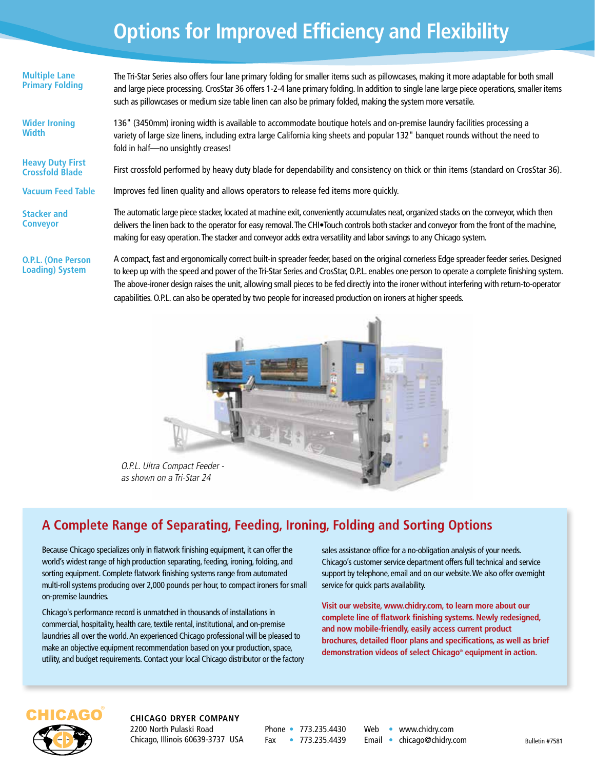# Options for Improved Efficiency and Flexibility

**Multiple Lane Primary Folding**

The Tri-Star Series also offers four lane primary folding for smaller items such as pillowcases, making it more adaptable for both small and large piece processing. CrosStar 36 offers 1-2-4 lane primary folding. In addition to single lane large piece operations, smaller items such as pillowcases or medium size table linen can also be primary folded, making the system more versatile.

**Wider Ironing Width**

136" (3450mm) ironing width is available to accommodate boutique hotels and on-premise laundry facilities processing a variety of large size linens, including extra large California king sheets and popular 132" banquet rounds without the need to fold in half—no unsightly creases!

**Heavy Duty First Crossfold Blade**

First crossfold performed by heavy duty blade for dependability and consistency on thick or thin items (standard on CrosStar 36).

**Vacuum Feed Table**

Improves fed linen quality and allows operators to release fed items more quickly.

**Stacker and Conveyor**

The automatic large piece stacker, located at machine exit, conveniently accumulates neat, organized stacks on the conveyor, which then delivers the linen back to the operator for easy removal. The CHI•Touch controls both stacker and conveyor from the front of the machine, making for easy operation. The stacker and conveyor adds extra versatility and labor savings to any Chicago system.

**O.P.L. (One Person Loading) System**

A compact, fast and ergonomically correct built-in spreader feeder, based on the original cornerless Edge spreader feeder series. Designed to keep up with the speed and power of the Tri-Star Series and CrosStar, O.P.L. enables one person to operate a complete finishing system. The above-ironer design raises the unit, allowing small pieces to be fed directly into the ironer without interfering with return-to-operator capabilities. O.P.L. can also be operated by two people for increased production on ironers at higher speeds.

*O.P.L. Ultra Compact Feeder - as shown on a Tri-Star 24*

## A Complete Range of Separating, Feeding, Ironing, Folding and Sorting Options

Because Chicago specializes only in flatwork finishing equipment, it can offer the world's widest range of high production separating, feeding, ironing, folding, and sorting equipment. Complete flatwork finishing systems range from automated multi-roll systems producing over 2,000 pounds per hour, to compact ironers for small on-premise laundries.

Chicago's performance record is unmatched in thousands of installations in commercial, hospitality, health care, textile rental, institutional, and on-premise laundries all over the world. An experienced Chicago professional will be pleased to make an objective equipment recommendation based on your production, space, utility, and budget requirements. Contact your local Chicago distributor or the factory sales assistance office for a no-obligation analysis of your needs. Chicago's customer service department offers full technical and service support by telephone, email and on our website. We also offer overnight service for quick parts availability.

**Visit our website, www.chidry.com, to learn more about our complete line of flatwork finishing systems. Newly redesigned, and now mobile-friendly, easily access current product brochures, detailed floor plans and specifications, as well as brief demonstration videos of select Chicago® equipment in action.**

CHICAGO®

**CHICAGO DRYER COMPANY**
2200 North Pulaski Road
Chicago, Illinois 60639-3737 USA

Phone • 773.235.4430
Fax • 773.235.4439

Web • www.chidry.com
Email • chicago@chidry.com

Bulletin #7581